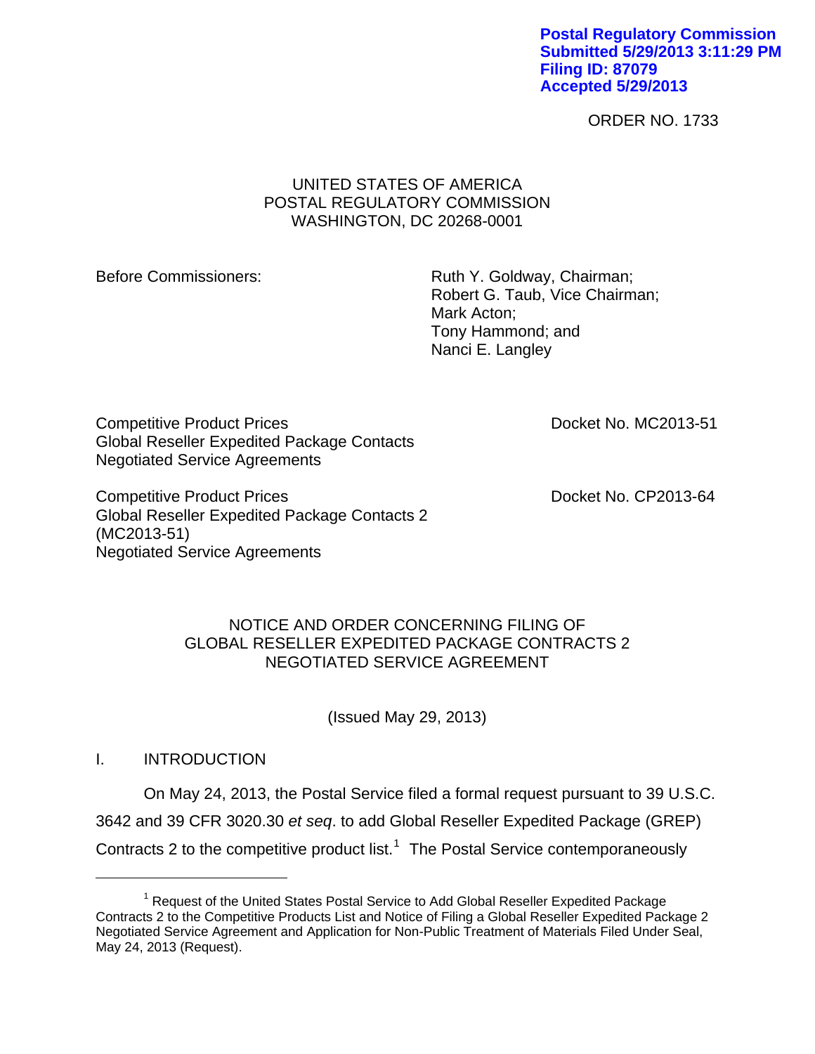**Postal Regulatory Commission**
**Submitted 5/29/2013 3:11:29 PM**
**Filing ID: 87079**
**Accepted 5/29/2013**

ORDER NO. 1733

UNITED STATES OF AMERICA
POSTAL REGULATORY COMMISSION
WASHINGTON, DC 20268-0001

Before Commissioners:

Ruth Y. Goldway, Chairman;
Robert G. Taub, Vice Chairman;
Mark Acton;
Tony Hammond; and
Nanci E. Langley

Competitive Product Prices
Global Reseller Expedited Package Contacts
Negotiated Service Agreements

Docket No. MC2013-51

Competitive Product Prices
Global Reseller Expedited Package Contacts 2
(MC2013-51)
Negotiated Service Agreements

Docket No. CP2013-64

NOTICE AND ORDER CONCERNING FILING OF
GLOBAL RESELLER EXPEDITED PACKAGE CONTRACTS 2
NEGOTIATED SERVICE AGREEMENT

(Issued May 29, 2013)

## I. INTRODUCTION

On May 24, 2013, the Postal Service filed a formal request pursuant to 39 U.S.C. 3642 and 39 CFR 3020.30 *et seq*. to add Global Reseller Expedited Package (GREP) Contracts 2 to the competitive product list.[1] The Postal Service contemporaneously

[1] Request of the United States Postal Service to Add Global Reseller Expedited Package Contracts 2 to the Competitive Products List and Notice of Filing a Global Reseller Expedited Package 2 Negotiated Service Agreement and Application for Non-Public Treatment of Materials Filed Under Seal, May 24, 2013 (Request).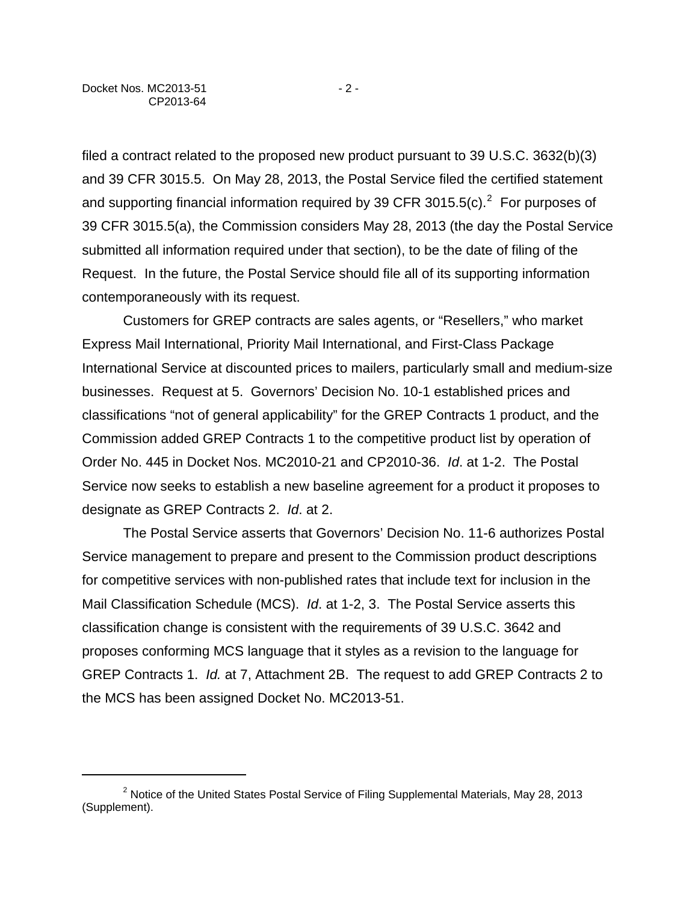filed a contract related to the proposed new product pursuant to 39 U.S.C. 3632(b)(3) and 39 CFR 3015.5. On May 28, 2013, the Postal Service filed the certified statement and supporting financial information required by 39 CFR 3015.5(c).[2] For purposes of 39 CFR 3015.5(a), the Commission considers May 28, 2013 (the day the Postal Service submitted all information required under that section), to be the date of filing of the Request. In the future, the Postal Service should file all of its supporting information contemporaneously with its request.

Customers for GREP contracts are sales agents, or "Resellers," who market Express Mail International, Priority Mail International, and First-Class Package International Service at discounted prices to mailers, particularly small and medium-size businesses. Request at 5. Governors' Decision No. 10-1 established prices and classifications "not of general applicability" for the GREP Contracts 1 product, and the Commission added GREP Contracts 1 to the competitive product list by operation of Order No. 445 in Docket Nos. MC2010-21 and CP2010-36. *Id*. at 1-2. The Postal Service now seeks to establish a new baseline agreement for a product it proposes to designate as GREP Contracts 2. *Id*. at 2.

The Postal Service asserts that Governors' Decision No. 11-6 authorizes Postal Service management to prepare and present to the Commission product descriptions for competitive services with non-published rates that include text for inclusion in the Mail Classification Schedule (MCS). *Id*. at 1-2, 3. The Postal Service asserts this classification change is consistent with the requirements of 39 U.S.C. 3642 and proposes conforming MCS language that it styles as a revision to the language for GREP Contracts 1. *Id.* at 7, Attachment 2B. The request to add GREP Contracts 2 to the MCS has been assigned Docket No. MC2013-51.

---

[2] Notice of the United States Postal Service of Filing Supplemental Materials, May 28, 2013 (Supplement).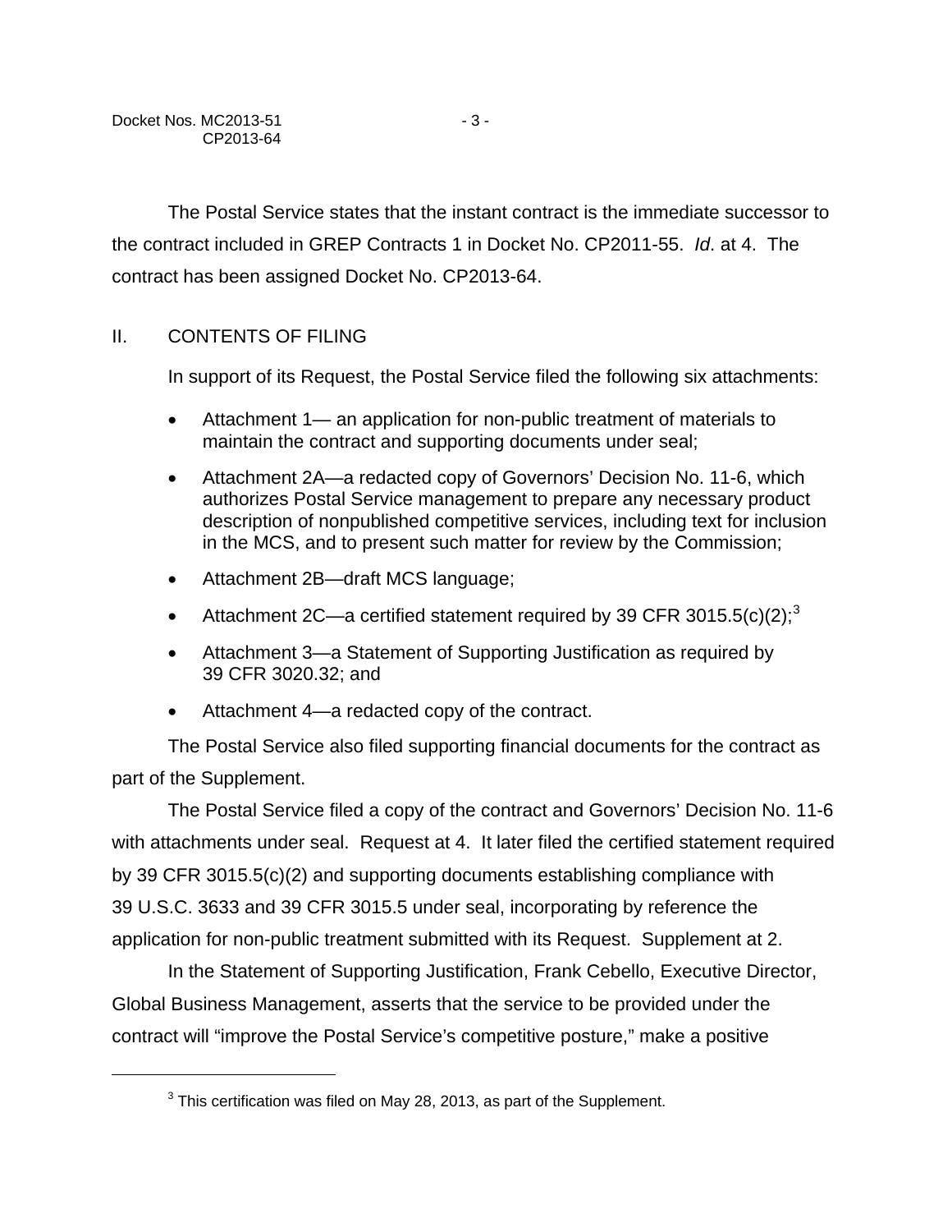The Postal Service states that the instant contract is the immediate successor to the contract included in GREP Contracts 1 in Docket No. CP2011-55. *Id*. at 4. The contract has been assigned Docket No. CP2013-64.

## II. CONTENTS OF FILING

In support of its Request, the Postal Service filed the following six attachments:

- Attachment 1— an application for non-public treatment of materials to maintain the contract and supporting documents under seal;
- Attachment 2A—a redacted copy of Governors' Decision No. 11-6, which authorizes Postal Service management to prepare any necessary product description of nonpublished competitive services, including text for inclusion in the MCS, and to present such matter for review by the Commission;
- Attachment 2B—draft MCS language;
- Attachment 2C—a certified statement required by 39 CFR 3015.5(c)(2);[3]
- Attachment 3—a Statement of Supporting Justification as required by 39 CFR 3020.32; and
- Attachment 4—a redacted copy of the contract.

The Postal Service also filed supporting financial documents for the contract as part of the Supplement.

The Postal Service filed a copy of the contract and Governors' Decision No. 11-6 with attachments under seal. Request at 4. It later filed the certified statement required by 39 CFR 3015.5(c)(2) and supporting documents establishing compliance with 39 U.S.C. 3633 and 39 CFR 3015.5 under seal, incorporating by reference the application for non-public treatment submitted with its Request. Supplement at 2.

In the Statement of Supporting Justification, Frank Cebello, Executive Director, Global Business Management, asserts that the service to be provided under the contract will "improve the Postal Service's competitive posture," make a positive

[3] This certification was filed on May 28, 2013, as part of the Supplement.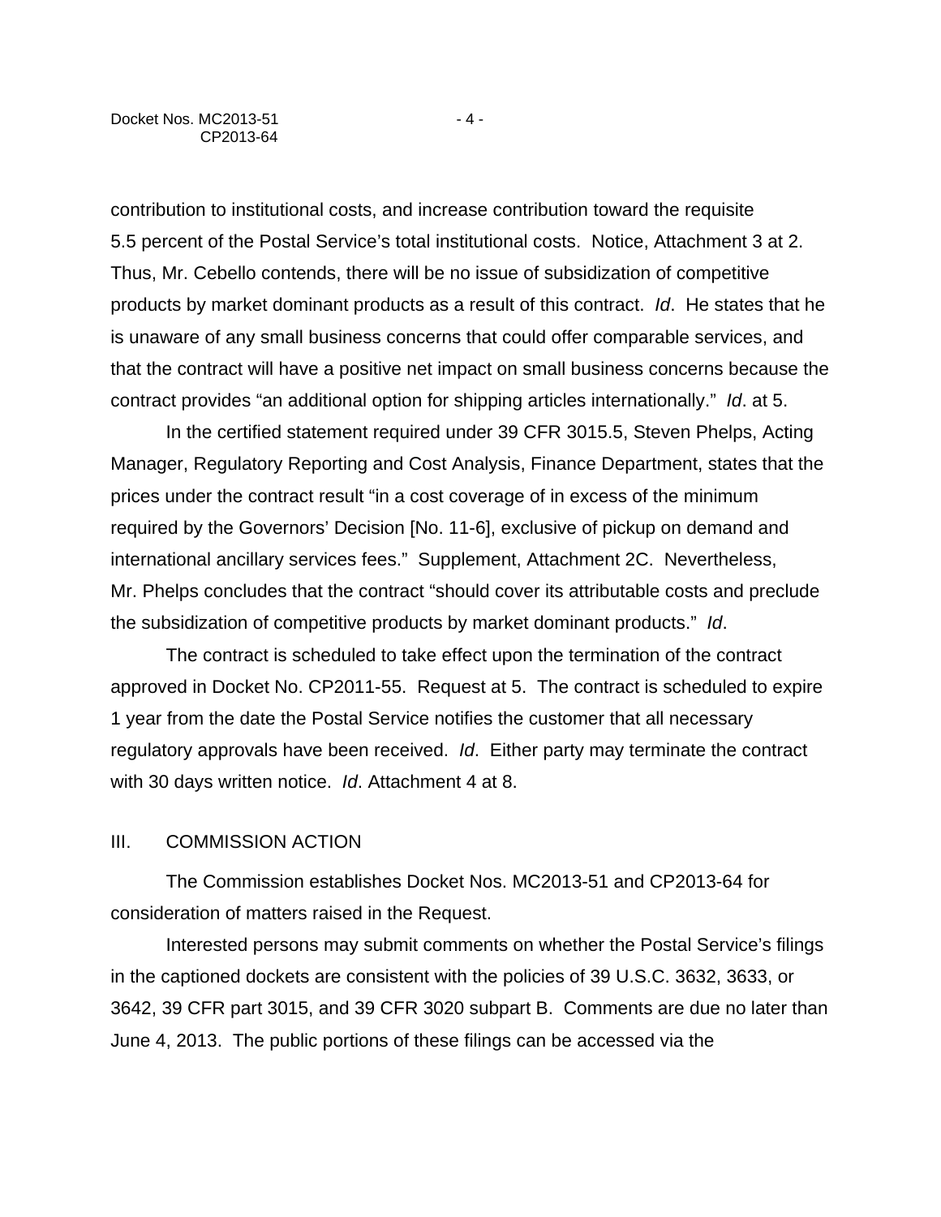contribution to institutional costs, and increase contribution toward the requisite 5.5 percent of the Postal Service's total institutional costs. Notice, Attachment 3 at 2. Thus, Mr. Cebello contends, there will be no issue of subsidization of competitive products by market dominant products as a result of this contract. *Id*. He states that he is unaware of any small business concerns that could offer comparable services, and that the contract will have a positive net impact on small business concerns because the contract provides "an additional option for shipping articles internationally." *Id*. at 5.

In the certified statement required under 39 CFR 3015.5, Steven Phelps, Acting Manager, Regulatory Reporting and Cost Analysis, Finance Department, states that the prices under the contract result "in a cost coverage of in excess of the minimum required by the Governors' Decision [No. 11-6], exclusive of pickup on demand and international ancillary services fees." Supplement, Attachment 2C. Nevertheless, Mr. Phelps concludes that the contract "should cover its attributable costs and preclude the subsidization of competitive products by market dominant products." *Id*.

The contract is scheduled to take effect upon the termination of the contract approved in Docket No. CP2011-55. Request at 5. The contract is scheduled to expire 1 year from the date the Postal Service notifies the customer that all necessary regulatory approvals have been received. *Id*. Either party may terminate the contract with 30 days written notice. *Id*. Attachment 4 at 8.

## III. COMMISSION ACTION

The Commission establishes Docket Nos. MC2013-51 and CP2013-64 for consideration of matters raised in the Request.

Interested persons may submit comments on whether the Postal Service's filings in the captioned dockets are consistent with the policies of 39 U.S.C. 3632, 3633, or 3642, 39 CFR part 3015, and 39 CFR 3020 subpart B. Comments are due no later than June 4, 2013. The public portions of these filings can be accessed via the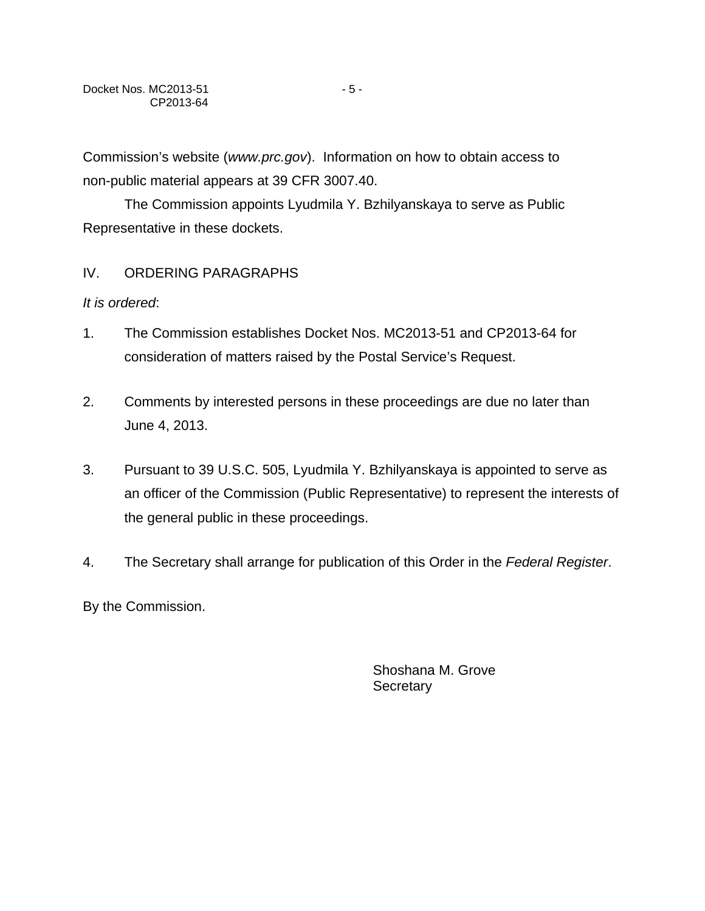Commission’s website (*www.prc.gov*). Information on how to obtain access to non-public material appears at 39 CFR 3007.40.

The Commission appoints Lyudmila Y. Bzhilyanskaya to serve as Public Representative in these dockets.

## IV. ORDERING PARAGRAPHS

*It is ordered*:

1. The Commission establishes Docket Nos. MC2013-51 and CP2013-64 for consideration of matters raised by the Postal Service’s Request.

2. Comments by interested persons in these proceedings are due no later than June 4, 2013.

3. Pursuant to 39 U.S.C. 505, Lyudmila Y. Bzhilyanskaya is appointed to serve as an officer of the Commission (Public Representative) to represent the interests of the general public in these proceedings.

4. The Secretary shall arrange for publication of this Order in the *Federal Register*.

By the Commission.

Shoshana M. Grove
Secretary